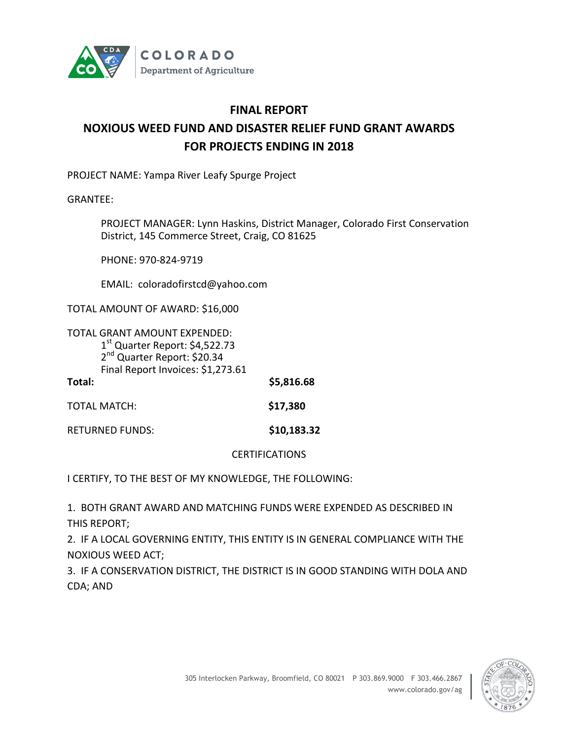COLORADO
Department of Agriculture

# FINAL REPORT
# NOXIOUS WEED FUND AND DISASTER RELIEF FUND GRANT AWARDS FOR PROJECTS ENDING IN 2018

PROJECT NAME: Yampa River Leafy Spurge Project

GRANTEE:

PROJECT MANAGER: Lynn Haskins, District Manager, Colorado First Conservation District, 145 Commerce Street, Craig, CO 81625

PHONE: 970-824-9719

EMAIL: coloradofirstcd@yahoo.com

TOTAL AMOUNT OF AWARD: $16,000

TOTAL GRANT AMOUNT EXPENDED:
1st Quarter Report: $4,522.73
2nd Quarter Report: $20.34
Final Report Invoices: $1,273.61

**Total:** **$5,816.68**

TOTAL MATCH: **$17,380**

RETURNED FUNDS: **$10,183.32**

CERTIFICATIONS

I CERTIFY, TO THE BEST OF MY KNOWLEDGE, THE FOLLOWING:

1. BOTH GRANT AWARD AND MATCHING FUNDS WERE EXPENDED AS DESCRIBED IN THIS REPORT;
2. IF A LOCAL GOVERNING ENTITY, THIS ENTITY IS IN GENERAL COMPLIANCE WITH THE NOXIOUS WEED ACT;
3. IF A CONSERVATION DISTRICT, THE DISTRICT IS IN GOOD STANDING WITH DOLA AND CDA; AND

305 Interlocken Parkway, Broomfield, CO 80021 P 303.869.9000 F 303.466.2867
www.colorado.gov/ag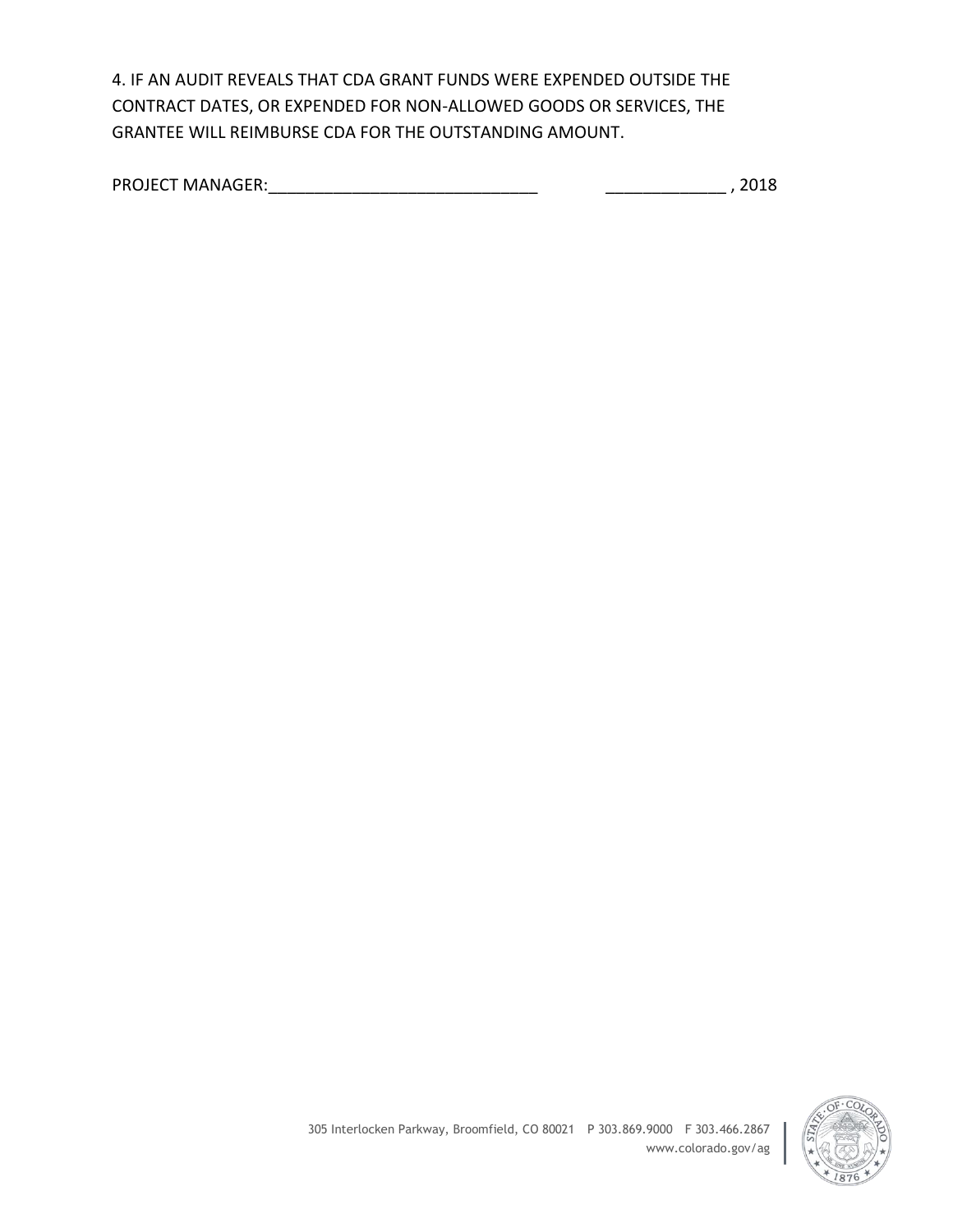4. IF AN AUDIT REVEALS THAT CDA GRANT FUNDS WERE EXPENDED OUTSIDE THE CONTRACT DATES, OR EXPENDED FOR NON-ALLOWED GOODS OR SERVICES, THE GRANTEE WILL REIMBURSE CDA FOR THE OUTSTANDING AMOUNT.

PROJECT MANAGER:_____________________________ _____________ , 2018

305 Interlocken Parkway, Broomfield, CO 80021 P 303.869.9000 F 303.466.2867
www.colorado.gov/ag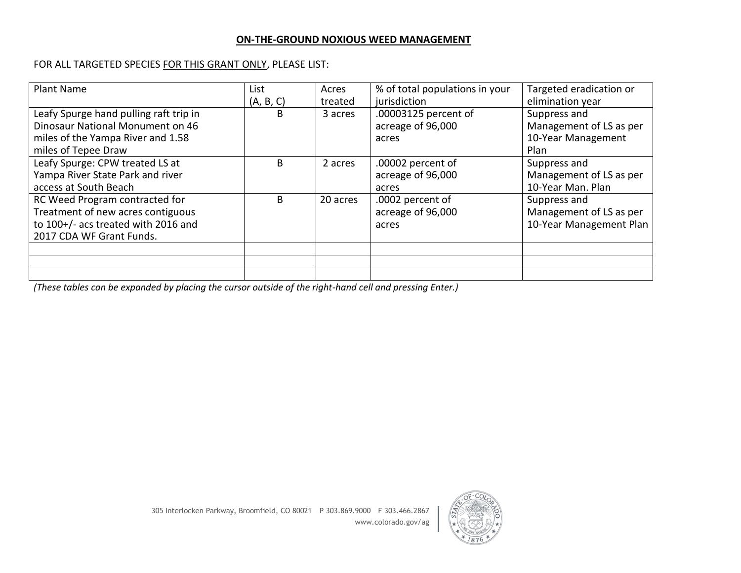**ON-THE-GROUND NOXIOUS WEED MANAGEMENT**

FOR ALL TARGETED SPECIES FOR THIS GRANT ONLY, PLEASE LIST:

| Plant Name | List (A, B, C) | Acres treated | % of total populations in your jurisdiction | Targeted eradication or elimination year |
|---|---|---|---|---|
| Leafy Spurge hand pulling raft trip in Dinosaur National Monument on 46 miles of the Yampa River and 1.58 miles of Tepee Draw | B | 3 acres | .00003125 percent of acreage of 96,000 acres | Suppress and Management of LS as per 10-Year Management Plan |
| Leafy Spurge: CPW treated LS at Yampa River State Park and river access at South Beach | B | 2 acres | .00002 percent of acreage of 96,000 acres | Suppress and Management of LS as per 10-Year Man. Plan |
| RC Weed Program contracted for Treatment of new acres contiguous to 100+/- acs treated with 2016 and 2017 CDA WF Grant Funds. | B | 20 acres | .0002 percent of acreage of 96,000 acres | Suppress and Management of LS as per 10-Year Management Plan |
| | | | | |
| | | | | |
| | | | | |

*(These tables can be expanded by placing the cursor outside of the right-hand cell and pressing Enter.)*

305 Interlocken Parkway, Broomfield, CO 80021 P 303.869.9000 F 303.466.2867
www.colorado.gov/ag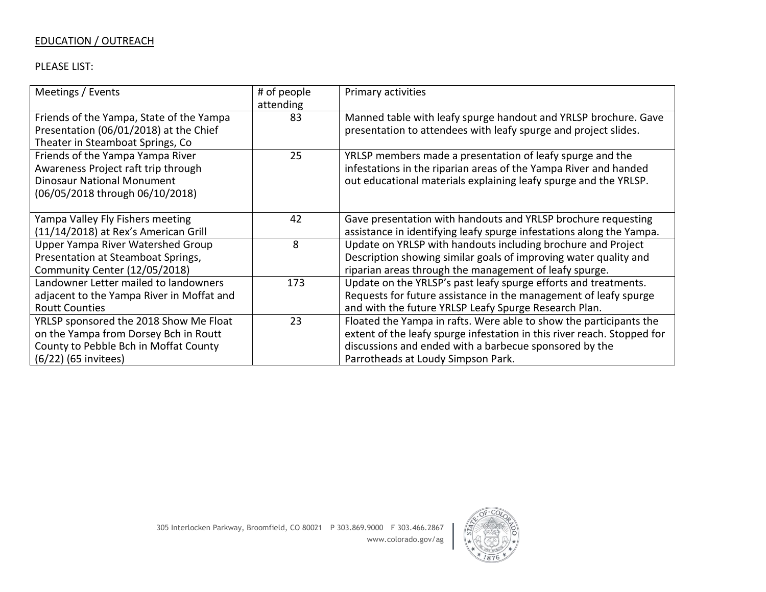EDUCATION / OUTREACH

PLEASE LIST:

| Meetings / Events | # of people attending | Primary activities |
|---|---|---|
| Friends of the Yampa, State of the Yampa Presentation (06/01/2018) at the Chief Theater in Steamboat Springs, Co | 83 | Manned table with leafy spurge handout and YRLSP brochure. Gave presentation to attendees with leafy spurge and project slides. |
| Friends of the Yampa Yampa River Awareness Project raft trip through Dinosaur National Monument (06/05/2018 through 06/10/2018) | 25 | YRLSP members made a presentation of leafy spurge and the infestations in the riparian areas of the Yampa River and handed out educational materials explaining leafy spurge and the YRLSP. |
| Yampa Valley Fly Fishers meeting (11/14/2018) at Rex's American Grill | 42 | Gave presentation with handouts and YRLSP brochure requesting assistance in identifying leafy spurge infestations along the Yampa. |
| Upper Yampa River Watershed Group Presentation at Steamboat Springs, Community Center (12/05/2018) | 8 | Update on YRLSP with handouts including brochure and Project Description showing similar goals of improving water quality and riparian areas through the management of leafy spurge. |
| Landowner Letter mailed to landowners adjacent to the Yampa River in Moffat and Routt Counties | 173 | Update on the YRLSP's past leafy spurge efforts and treatments. Requests for future assistance in the management of leafy spurge and with the future YRLSP Leafy Spurge Research Plan. |
| YRLSP sponsored the 2018 Show Me Float on the Yampa from Dorsey Bch in Routt County to Pebble Bch in Moffat County (6/22) (65 invitees) | 23 | Floated the Yampa in rafts. Were able to show the participants the extent of the leafy spurge infestation in this river reach. Stopped for discussions and ended with a barbecue sponsored by the Parrotheads at Loudy Simpson Park. |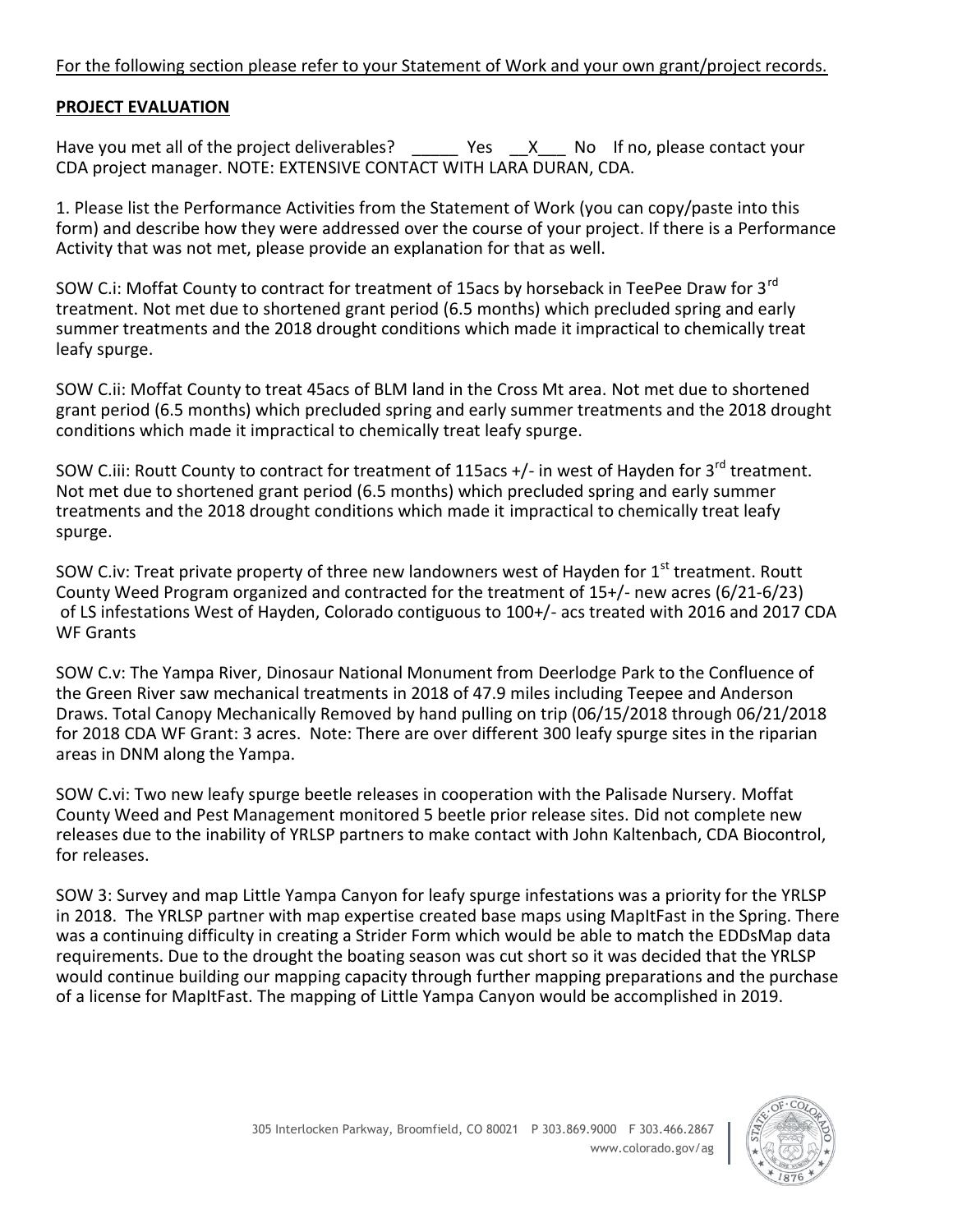<u>For the following section please refer to your Statement of Work and your own grant/project records.</u>

**PROJECT EVALUATION**

Have you met all of the project deliverables? _____ Yes __X___ No If no, please contact your CDA project manager. NOTE: EXTENSIVE CONTACT WITH LARA DURAN, CDA.

1. Please list the Performance Activities from the Statement of Work (you can copy/paste into this form) and describe how they were addressed over the course of your project. If there is a Performance Activity that was not met, please provide an explanation for that as well.

SOW C.i: Moffat County to contract for treatment of 15acs by horseback in TeePee Draw for 3rd treatment. Not met due to shortened grant period (6.5 months) which precluded spring and early summer treatments and the 2018 drought conditions which made it impractical to chemically treat leafy spurge.

SOW C.ii: Moffat County to treat 45acs of BLM land in the Cross Mt area. Not met due to shortened grant period (6.5 months) which precluded spring and early summer treatments and the 2018 drought conditions which made it impractical to chemically treat leafy spurge.

SOW C.iii: Routt County to contract for treatment of 115acs +/- in west of Hayden for 3rd treatment. Not met due to shortened grant period (6.5 months) which precluded spring and early summer treatments and the 2018 drought conditions which made it impractical to chemically treat leafy spurge.

SOW C.iv: Treat private property of three new landowners west of Hayden for 1st treatment. Routt County Weed Program organized and contracted for the treatment of 15+/- new acres (6/21-6/23) of LS infestations West of Hayden, Colorado contiguous to 100+/- acs treated with 2016 and 2017 CDA WF Grants

SOW C.v: The Yampa River, Dinosaur National Monument from Deerlodge Park to the Confluence of the Green River saw mechanical treatments in 2018 of 47.9 miles including Teepee and Anderson Draws. Total Canopy Mechanically Removed by hand pulling on trip (06/15/2018 through 06/21/2018 for 2018 CDA WF Grant: 3 acres. Note: There are over different 300 leafy spurge sites in the riparian areas in DNM along the Yampa.

SOW C.vi: Two new leafy spurge beetle releases in cooperation with the Palisade Nursery. Moffat County Weed and Pest Management monitored 5 beetle prior release sites. Did not complete new releases due to the inability of YRLSP partners to make contact with John Kaltenbach, CDA Biocontrol, for releases.

SOW 3: Survey and map Little Yampa Canyon for leafy spurge infestations was a priority for the YRLSP in 2018. The YRLSP partner with map expertise created base maps using MapItFast in the Spring. There was a continuing difficulty in creating a Strider Form which would be able to match the EDDsMap data requirements. Due to the drought the boating season was cut short so it was decided that the YRLSP would continue building our mapping capacity through further mapping preparations and the purchase of a license for MapItFast. The mapping of Little Yampa Canyon would be accomplished in 2019.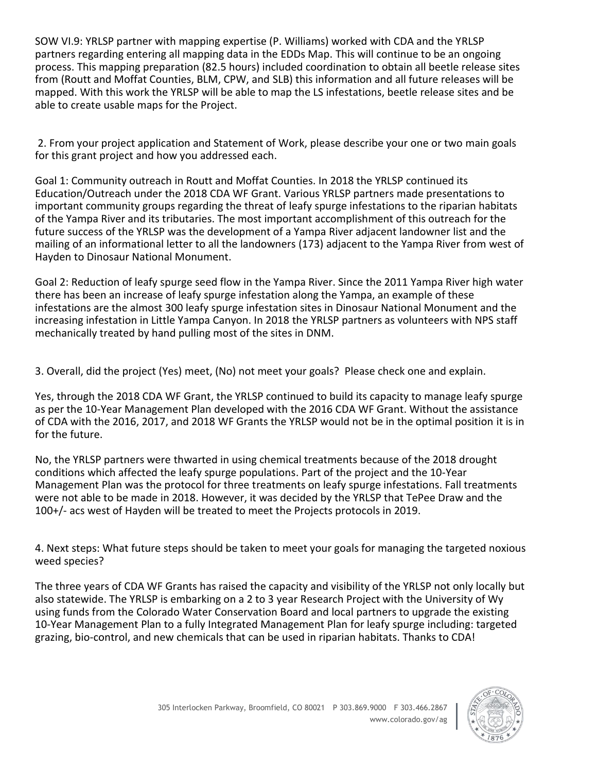SOW VI.9: YRLSP partner with mapping expertise (P. Williams) worked with CDA and the YRLSP partners regarding entering all mapping data in the EDDs Map. This will continue to be an ongoing process. This mapping preparation (82.5 hours) included coordination to obtain all beetle release sites from (Routt and Moffat Counties, BLM, CPW, and SLB) this information and all future releases will be mapped. With this work the YRLSP will be able to map the LS infestations, beetle release sites and be able to create usable maps for the Project.

2. From your project application and Statement of Work, please describe your one or two main goals for this grant project and how you addressed each.

Goal 1: Community outreach in Routt and Moffat Counties. In 2018 the YRLSP continued its Education/Outreach under the 2018 CDA WF Grant. Various YRLSP partners made presentations to important community groups regarding the threat of leafy spurge infestations to the riparian habitats of the Yampa River and its tributaries. The most important accomplishment of this outreach for the future success of the YRLSP was the development of a Yampa River adjacent landowner list and the mailing of an informational letter to all the landowners (173) adjacent to the Yampa River from west of Hayden to Dinosaur National Monument.

Goal 2: Reduction of leafy spurge seed flow in the Yampa River. Since the 2011 Yampa River high water there has been an increase of leafy spurge infestation along the Yampa, an example of these infestations are the almost 300 leafy spurge infestation sites in Dinosaur National Monument and the increasing infestation in Little Yampa Canyon. In 2018 the YRLSP partners as volunteers with NPS staff mechanically treated by hand pulling most of the sites in DNM.

3. Overall, did the project (Yes) meet, (No) not meet your goals? Please check one and explain.

Yes, through the 2018 CDA WF Grant, the YRLSP continued to build its capacity to manage leafy spurge as per the 10-Year Management Plan developed with the 2016 CDA WF Grant. Without the assistance of CDA with the 2016, 2017, and 2018 WF Grants the YRLSP would not be in the optimal position it is in for the future.

No, the YRLSP partners were thwarted in using chemical treatments because of the 2018 drought conditions which affected the leafy spurge populations. Part of the project and the 10-Year Management Plan was the protocol for three treatments on leafy spurge infestations. Fall treatments were not able to be made in 2018. However, it was decided by the YRLSP that TePee Draw and the 100+/- acs west of Hayden will be treated to meet the Projects protocols in 2019.

4. Next steps: What future steps should be taken to meet your goals for managing the targeted noxious weed species?

The three years of CDA WF Grants has raised the capacity and visibility of the YRLSP not only locally but also statewide. The YRLSP is embarking on a 2 to 3 year Research Project with the University of Wy using funds from the Colorado Water Conservation Board and local partners to upgrade the existing 10-Year Management Plan to a fully Integrated Management Plan for leafy spurge including: targeted grazing, bio-control, and new chemicals that can be used in riparian habitats. Thanks to CDA!

305 Interlocken Parkway, Broomfield, CO 80021 P 303.869.9000 F 303.466.2867
www.colorado.gov/ag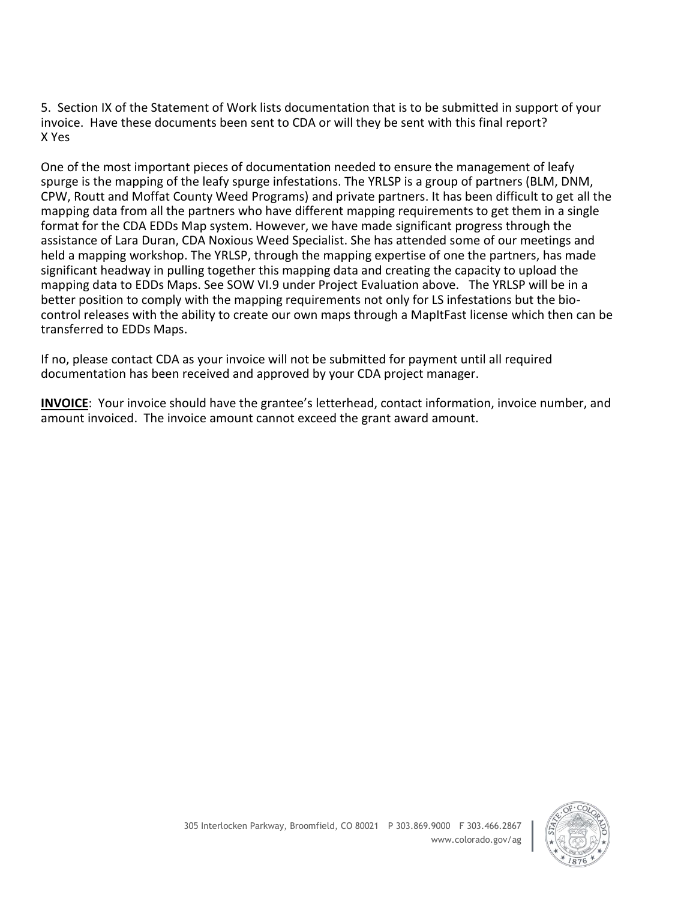5. Section IX of the Statement of Work lists documentation that is to be submitted in support of your invoice. Have these documents been sent to CDA or will they be sent with this final report?
X Yes

One of the most important pieces of documentation needed to ensure the management of leafy spurge is the mapping of the leafy spurge infestations. The YRLSP is a group of partners (BLM, DNM, CPW, Routt and Moffat County Weed Programs) and private partners. It has been difficult to get all the mapping data from all the partners who have different mapping requirements to get them in a single format for the CDA EDDs Map system. However, we have made significant progress through the assistance of Lara Duran, CDA Noxious Weed Specialist. She has attended some of our meetings and held a mapping workshop. The YRLSP, through the mapping expertise of one the partners, has made significant headway in pulling together this mapping data and creating the capacity to upload the mapping data to EDDs Maps. See SOW VI.9 under Project Evaluation above. The YRLSP will be in a better position to comply with the mapping requirements not only for LS infestations but the bio-control releases with the ability to create our own maps through a MapItFast license which then can be transferred to EDDs Maps.

If no, please contact CDA as your invoice will not be submitted for payment until all required documentation has been received and approved by your CDA project manager.

**INVOICE**: Your invoice should have the grantee's letterhead, contact information, invoice number, and amount invoiced. The invoice amount cannot exceed the grant award amount.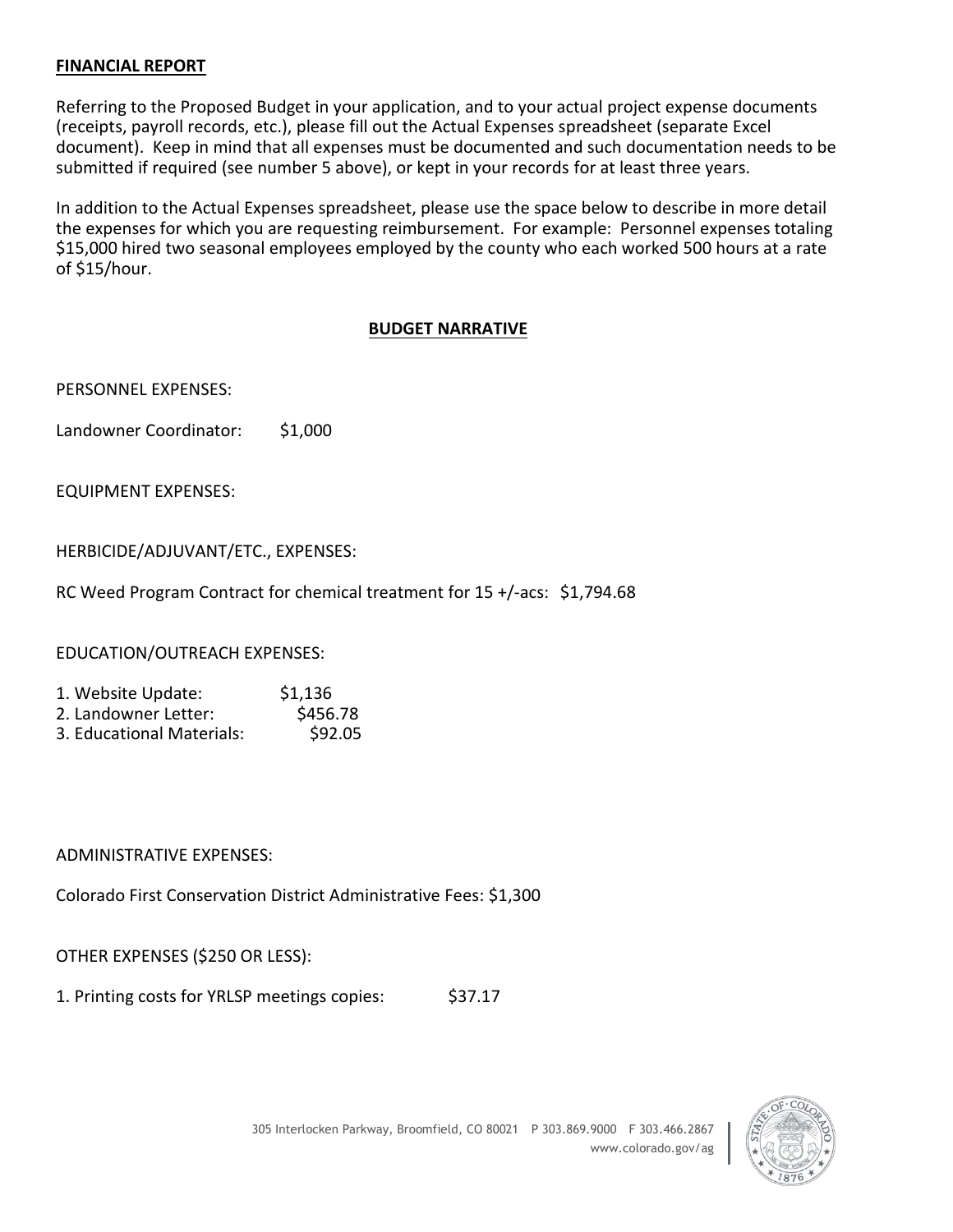**FINANCIAL REPORT**

Referring to the Proposed Budget in your application, and to your actual project expense documents (receipts, payroll records, etc.), please fill out the Actual Expenses spreadsheet (separate Excel document). Keep in mind that all expenses must be documented and such documentation needs to be submitted if required (see number 5 above), or kept in your records for at least three years.

In addition to the Actual Expenses spreadsheet, please use the space below to describe in more detail the expenses for which you are requesting reimbursement. For example: Personnel expenses totaling $15,000 hired two seasonal employees employed by the county who each worked 500 hours at a rate of $15/hour.

**BUDGET NARRATIVE**

PERSONNEL EXPENSES:

Landowner Coordinator: $1,000

EQUIPMENT EXPENSES:

HERBICIDE/ADJUVANT/ETC., EXPENSES:

RC Weed Program Contract for chemical treatment for 15 +/-acs: $1,794.68

EDUCATION/OUTREACH EXPENSES:

1. Website Update: $1,136
2. Landowner Letter: $456.78
3. Educational Materials: $92.05

ADMINISTRATIVE EXPENSES:

Colorado First Conservation District Administrative Fees: $1,300

OTHER EXPENSES ($250 OR LESS):

1. Printing costs for YRLSP meetings copies: $37.17